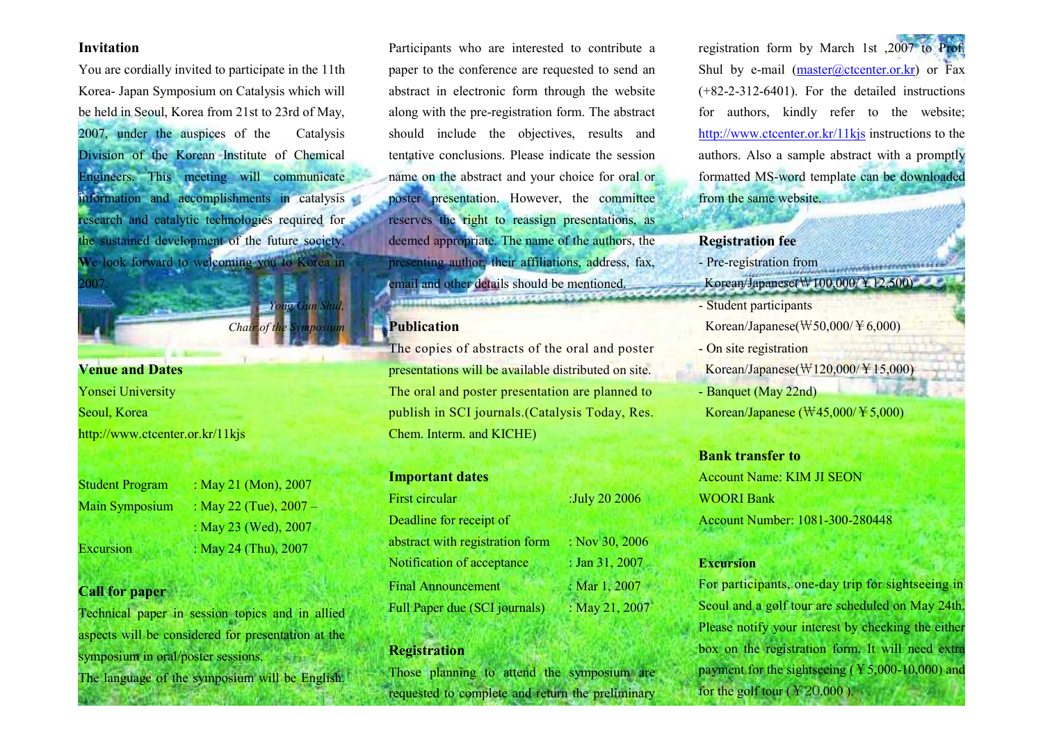## Invitation

You are cordially invited to participate in the 11th Korea- Japan Symposium on Catalysis which will be held in Seoul, Korea from 21st to 23rd of May, 2007, under the auspices of the Catalysis Division of the Korean Institute of Chemical Engineers. This meeting will communicate information and accomplishments in catalysis research and catalytic technologies required for the sustained development of the future society. We look forward to welcoming you to Korea in 2007.

*Yong Gun Shul,*
*Chair of the Symposium*

## Venue and Dates

Yonsei University
Seoul, Korea
http://www.ctcenter.or.kr/11kjs

| | |
|---|---|
| Student Program | : May 21 (Mon), 2007 |
| Main Symposium | : May 22 (Tue), 2007 – |
| | : May 23 (Wed), 2007 |
| Excursion | : May 24 (Thu), 2007 |

## Call for paper

Technical paper in session topics and in allied aspects will be considered for presentation at the symposium in oral/poster sessions.
The language of the symposium will be English. Participants who are interested to contribute a paper to the conference are requested to send an abstract in electronic form through the website along with the pre-registration form. The abstract should include the objectives, results and tentative conclusions. Please indicate the session name on the abstract and your choice for oral or poster presentation. However, the committee reserves the right to reassign presentations, as deemed appropriate. The name of the authors, the presenting author, their affiliations, address, fax, email and other details should be mentioned.

## Publication

The copies of abstracts of the oral and poster presentations will be available distributed on site. The oral and poster presentation are planned to publish in SCI journals.(Catalysis Today, Res. Chem. Interm. and KICHE)

## Important dates

| | |
|---|---|
| First circular | :July 20 2006 |
| Deadline for receipt of abstract with registration form | : Nov 30, 2006 |
| Notification of acceptance | : Jan 31, 2007 |
| Final Announcement | : Mar 1, 2007 |
| Full Paper due (SCI journals) | : May 21, 2007 |

## Registration

Those planning to attend the symposium are requested to complete and return the preliminary registration form by March 1st ,2007 to Prof. Shul by e-mail (master@ctcenter.or.kr) or Fax (+82-2-312-6401). For the detailed instructions for authors, kindly refer to the website; http://www.ctcenter.or.kr/11kjs instructions to the authors. Also a sample abstract with a promptly formatted MS-word template can be downloaded from the same website.

## Registration fee

- Pre-registration from
  Korean/Japanese(₩100,000/￥12,500)
- Student participants
  Korean/Japanese(₩50,000/￥6,000)
- On site registration
  Korean/Japanese(₩120,000/￥15,000)
- Banquet (May 22nd)
  Korean/Japanese (₩45,000/￥5,000)

## Bank transfer to

Account Name: KIM JI SEON
WOORI Bank
Account Number: 1081-300-280448

## Excursion

For participants, one-day trip for sightseeing in Seoul and a golf tour are scheduled on May 24th. Please notify your interest by checking the either box on the registration form. It will need extra payment for the sightseeing (￥5,000-10,000) and for the golf tour (￥20,000 ).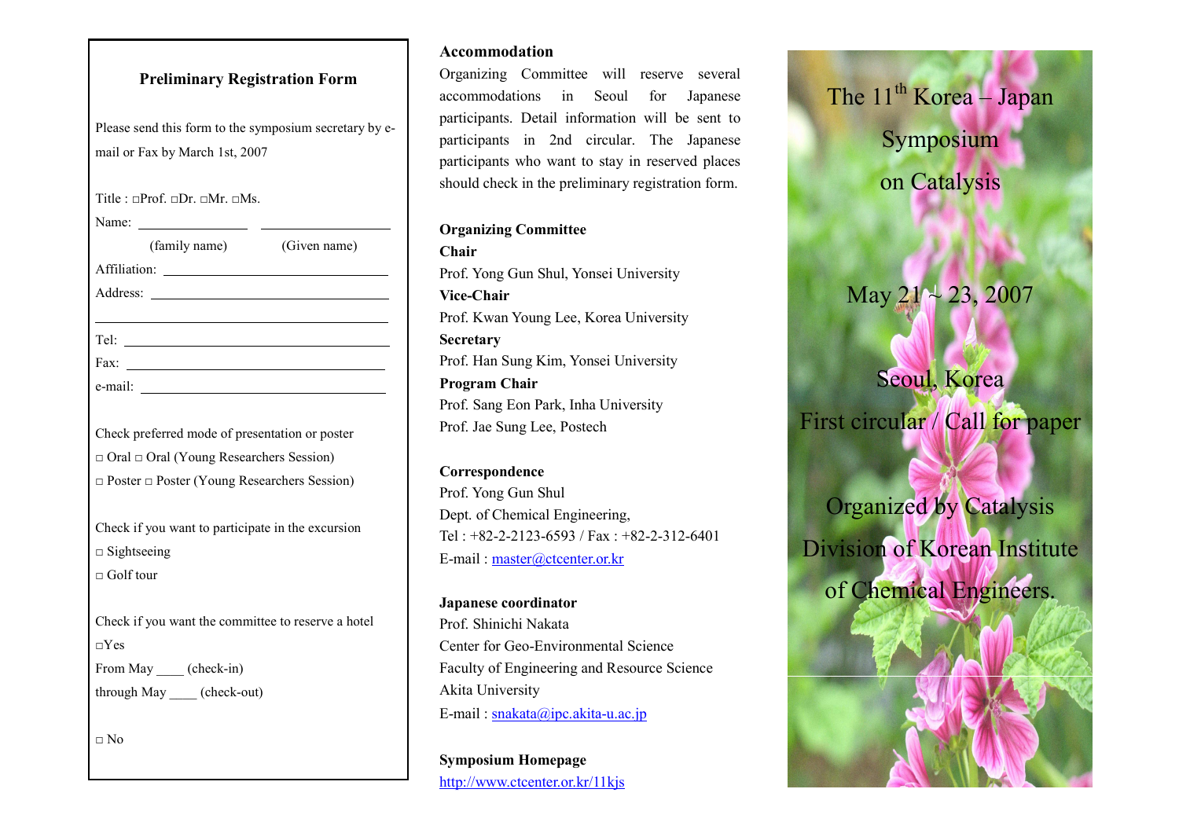## Preliminary Registration Form

Please send this form to the symposium secretary by e-mail or Fax by March 1st, 2007

Title : □Prof. □Dr. □Mr. □Ms.

Name: ________________ ________________

(family name) (Given name)

Affiliation: ________________________________

Address: ________________________________

________________________________

Tel: ________________________________

Fax: ________________________________

e-mail: ________________________________

Check preferred mode of presentation or poster

□ Oral □ Oral (Young Researchers Session)

□ Poster □ Poster (Young Researchers Session)

Check if you want to participate in the excursion

□ Sightseeing

□ Golf tour

Check if you want the committee to reserve a hotel

□Yes

From May ____ (check-in)

through May ____ (check-out)

□ No

**Accommodation**

Organizing Committee will reserve several accommodations in Seoul for Japanese participants. Detail information will be sent to participants in 2nd circular. The Japanese participants who want to stay in reserved places should check in the preliminary registration form.

**Organizing Committee**

**Chair**

Prof. Yong Gun Shul, Yonsei University

**Vice-Chair**

Prof. Kwan Young Lee, Korea University

**Secretary**

Prof. Han Sung Kim, Yonsei University

**Program Chair**

Prof. Sang Eon Park, Inha University

Prof. Jae Sung Lee, Postech

**Correspondence**

Prof. Yong Gun Shul

Dept. of Chemical Engineering,

Tel : +82-2-2123-6593 / Fax : +82-2-312-6401

E-mail : master@ctcenter.or.kr

**Japanese coordinator**

Prof. Shinichi Nakata

Center for Geo-Environmental Science

Faculty of Engineering and Resource Science

Akita University

E-mail : snakata@ipc.akita-u.ac.jp

**Symposium Homepage**

http://www.ctcenter.or.kr/11kjs

# The 11th Korea – Japan Symposium on Catalysis

May 21 ~ 23, 2007

Seoul, Korea

First circular / Call for paper

Organized by Catalysis Division of Korean Institute of Chemical Engineers.